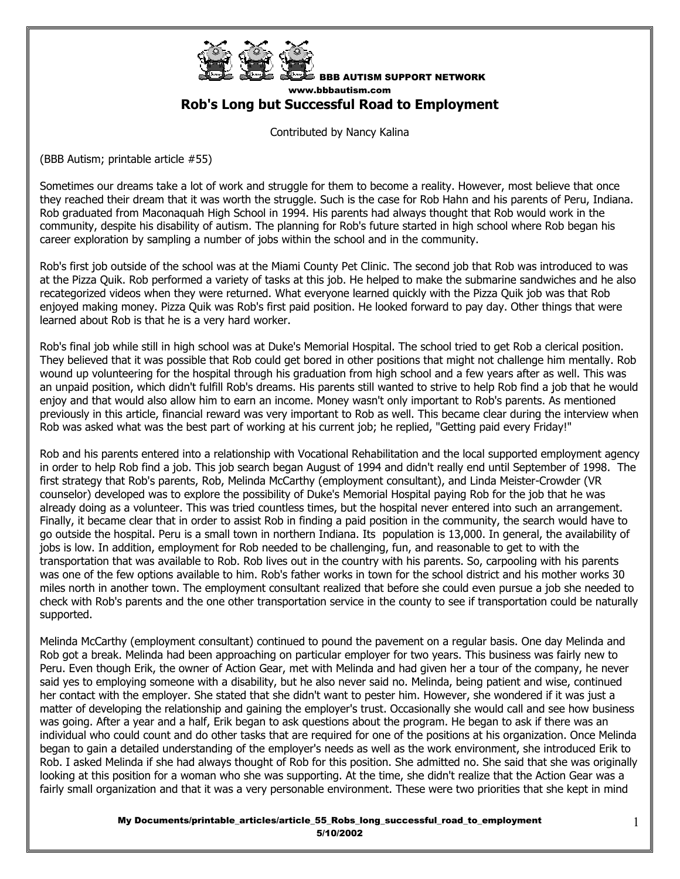BBB AUTISM SUPPORT NETWORK
www.bbbautism.com

# Rob's Long but Successful Road to Employment

Contributed by Nancy Kalina

(BBB Autism; printable article #55)

Sometimes our dreams take a lot of work and struggle for them to become a reality. However, most believe that once they reached their dream that it was worth the struggle. Such is the case for Rob Hahn and his parents of Peru, Indiana. Rob graduated from Maconaquah High School in 1994. His parents had always thought that Rob would work in the community, despite his disability of autism. The planning for Rob's future started in high school where Rob began his career exploration by sampling a number of jobs within the school and in the community.

Rob's first job outside of the school was at the Miami County Pet Clinic. The second job that Rob was introduced to was at the Pizza Quik. Rob performed a variety of tasks at this job. He helped to make the submarine sandwiches and he also recategorized videos when they were returned. What everyone learned quickly with the Pizza Quik job was that Rob enjoyed making money. Pizza Quik was Rob's first paid position. He looked forward to pay day. Other things that were learned about Rob is that he is a very hard worker.

Rob's final job while still in high school was at Duke's Memorial Hospital. The school tried to get Rob a clerical position. They believed that it was possible that Rob could get bored in other positions that might not challenge him mentally. Rob wound up volunteering for the hospital through his graduation from high school and a few years after as well. This was an unpaid position, which didn't fulfill Rob's dreams. His parents still wanted to strive to help Rob find a job that he would enjoy and that would also allow him to earn an income. Money wasn't only important to Rob's parents. As mentioned previously in this article, financial reward was very important to Rob as well. This became clear during the interview when Rob was asked what was the best part of working at his current job; he replied, "Getting paid every Friday!"

Rob and his parents entered into a relationship with Vocational Rehabilitation and the local supported employment agency in order to help Rob find a job. This job search began August of 1994 and didn't really end until September of 1998. The first strategy that Rob's parents, Rob, Melinda McCarthy (employment consultant), and Linda Meister-Crowder (VR counselor) developed was to explore the possibility of Duke's Memorial Hospital paying Rob for the job that he was already doing as a volunteer. This was tried countless times, but the hospital never entered into such an arrangement. Finally, it became clear that in order to assist Rob in finding a paid position in the community, the search would have to go outside the hospital. Peru is a small town in northern Indiana. Its population is 13,000. In general, the availability of jobs is low. In addition, employment for Rob needed to be challenging, fun, and reasonable to get to with the transportation that was available to Rob. Rob lives out in the country with his parents. So, carpooling with his parents was one of the few options available to him. Rob's father works in town for the school district and his mother works 30 miles north in another town. The employment consultant realized that before she could even pursue a job she needed to check with Rob's parents and the one other transportation service in the county to see if transportation could be naturally supported.

Melinda McCarthy (employment consultant) continued to pound the pavement on a regular basis. One day Melinda and Rob got a break. Melinda had been approaching on particular employer for two years. This business was fairly new to Peru. Even though Erik, the owner of Action Gear, met with Melinda and had given her a tour of the company, he never said yes to employing someone with a disability, but he also never said no. Melinda, being patient and wise, continued her contact with the employer. She stated that she didn't want to pester him. However, she wondered if it was just a matter of developing the relationship and gaining the employer's trust. Occasionally she would call and see how business was going. After a year and a half, Erik began to ask questions about the program. He began to ask if there was an individual who could count and do other tasks that are required for one of the positions at his organization. Once Melinda began to gain a detailed understanding of the employer's needs as well as the work environment, she introduced Erik to Rob. I asked Melinda if she had always thought of Rob for this position. She admitted no. She said that she was originally looking at this position for a woman who she was supporting. At the time, she didn't realize that the Action Gear was a fairly small organization and that it was a very personable environment. These were two priorities that she kept in mind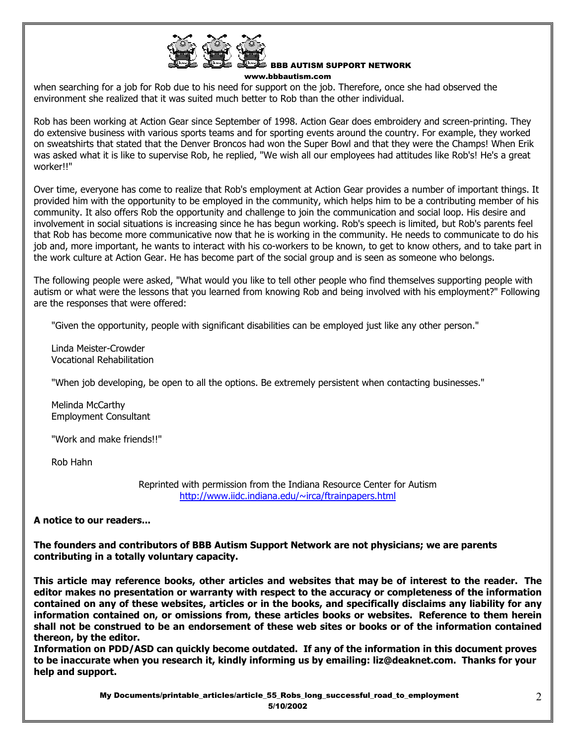when searching for a job for Rob due to his need for support on the job. Therefore, once she had observed the environment she realized that it was suited much better to Rob than the other individual.

Rob has been working at Action Gear since September of 1998. Action Gear does embroidery and screen-printing. They do extensive business with various sports teams and for sporting events around the country. For example, they worked on sweatshirts that stated that the Denver Broncos had won the Super Bowl and that they were the Champs! When Erik was asked what it is like to supervise Rob, he replied, "We wish all our employees had attitudes like Rob's! He's a great worker!!"

Over time, everyone has come to realize that Rob's employment at Action Gear provides a number of important things. It provided him with the opportunity to be employed in the community, which helps him to be a contributing member of his community. It also offers Rob the opportunity and challenge to join the communication and social loop. His desire and involvement in social situations is increasing since he has begun working. Rob's speech is limited, but Rob's parents feel that Rob has become more communicative now that he is working in the community. He needs to communicate to do his job and, more important, he wants to interact with his co-workers to be known, to get to know others, and to take part in the work culture at Action Gear. He has become part of the social group and is seen as someone who belongs.

The following people were asked, "What would you like to tell other people who find themselves supporting people with autism or what were the lessons that you learned from knowing Rob and being involved with his employment?" Following are the responses that were offered:

> "Given the opportunity, people with significant disabilities can be employed just like any other person."
>
> Linda Meister-Crowder
> Vocational Rehabilitation
>
> "When job developing, be open to all the options. Be extremely persistent when contacting businesses."
>
> Melinda McCarthy
> Employment Consultant
>
> "Work and make friends!!"
>
> Rob Hahn

Reprinted with permission from the Indiana Resource Center for Autism
http://www.iidc.indiana.edu/~irca/ftrainpapers.html

**A notice to our readers...**

**The founders and contributors of BBB Autism Support Network are not physicians; we are parents contributing in a totally voluntary capacity.**

**This article may reference books, other articles and websites that may be of interest to the reader. The editor makes no presentation or warranty with respect to the accuracy or completeness of the information contained on any of these websites, articles or in the books, and specifically disclaims any liability for any information contained on, or omissions from, these articles books or websites. Reference to them herein shall not be construed to be an endorsement of these web sites or books or of the information contained thereon, by the editor.**

**Information on PDD/ASD can quickly become outdated. If any of the information in this document proves to be inaccurate when you research it, kindly informing us by emailing: liz@deaknet.com. Thanks for your help and support.**